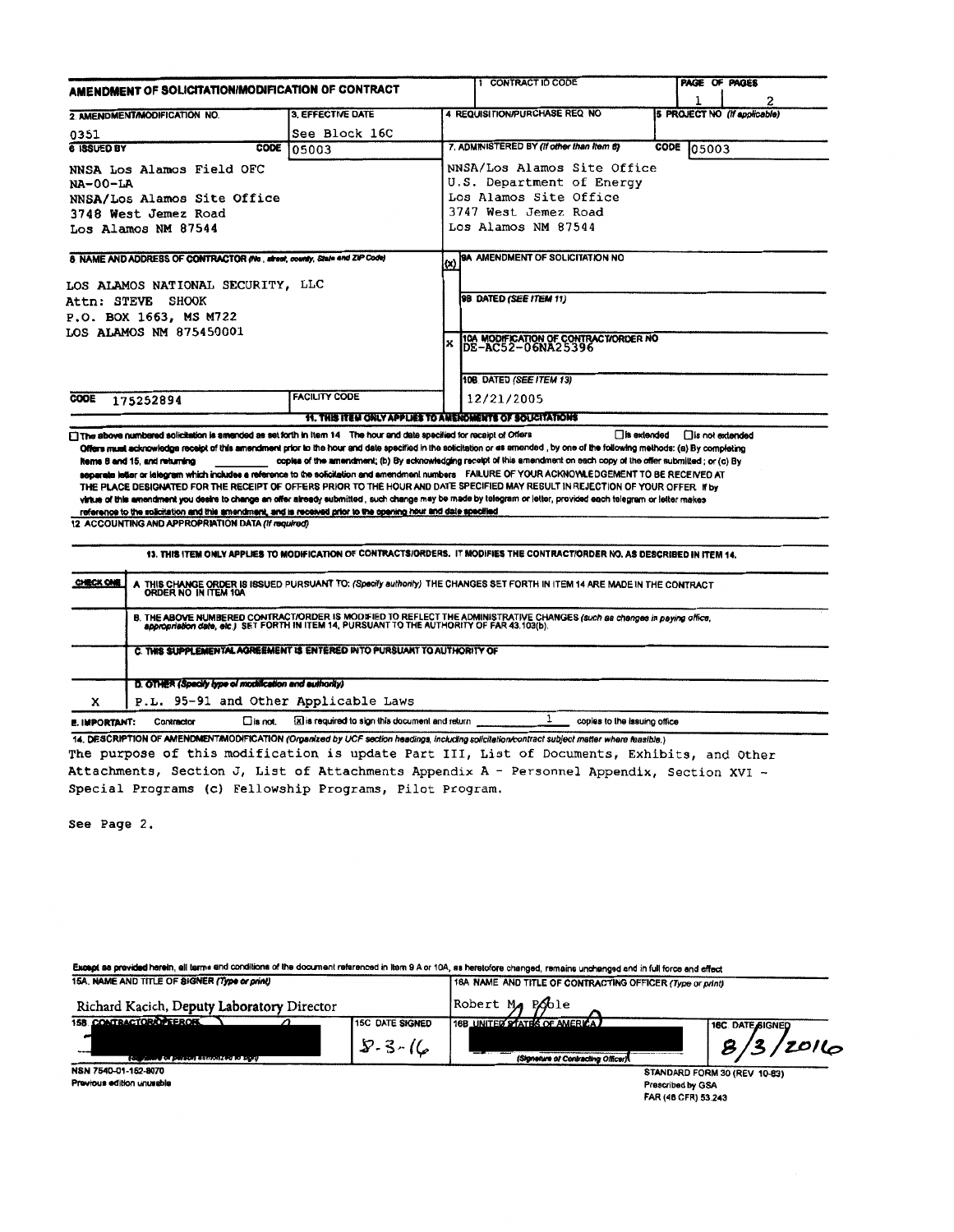# AMENDMENT OF SOLICITATION/MODIFICATION OF CONTRACT

| 1. CONTRACT ID CODE | PAGE OF PAGES |
|---|---|
| | 1 2 |

| 2. AMENDMENT/MODIFICATION NO. | 3. EFFECTIVE DATE | 4. REQUISITION/PURCHASE REQ. NO. | 5. PROJECT NO. (If applicable) |
|---|---|---|---|
| 0351 | See Block 16C | | |

**6. ISSUED BY** CODE 05003

NNSA Los Alamos Field OFC
NA-00-LA
NNSA/Los Alamos Site Office
3748 West Jemez Road
Los Alamos NM 87544

**7. ADMINISTERED BY (If other than Item 6)** CODE 05003

NNSA/Los Alamos Site Office
U.S. Department of Energy
Los Alamos Site Office
3747 West Jemez Road
Los Alamos NM 87544

**8. NAME AND ADDRESS OF CONTRACTOR (No., street, county, State and ZIP Code)**

LOS ALAMOS NATIONAL SECURITY, LLC
Attn: STEVE SHOOK
P.O. BOX 1663, MS M722
LOS ALAMOS NM 875450001

CODE 175252894 | FACILITY CODE

(x) 9A. AMENDMENT OF SOLICITATION NO.

9B. DATED (SEE ITEM 11)

X 10A. MODIFICATION OF CONTRACT/ORDER NO.
DE-AC52-06NA25396

10B. DATED (SEE ITEM 13)
12/21/2005

**11. THIS ITEM ONLY APPLIES TO AMENDMENTS OF SOLICITATIONS**

☐ The above numbered solicitation is amended as set forth in Item 14. The hour and date specified for receipt of Offers ☐ is extended ☐ is not extended.

Offers must acknowledge receipt of this amendment prior to the hour and date specified in the solicitation or as amended, by one of the following methods: (a) By completing Items 8 and 15, and returning _______ copies of the amendment; (b) By acknowledging receipt of this amendment on each copy of the offer submitted; or (c) By separate letter or telegram which includes a reference to the solicitation and amendment numbers. FAILURE OF YOUR ACKNOWLEDGEMENT TO BE RECEIVED AT THE PLACE DESIGNATED FOR THE RECEIPT OF OFFERS PRIOR TO THE HOUR AND DATE SPECIFIED MAY RESULT IN REJECTION OF YOUR OFFER. If by virtue of this amendment you desire to change an offer already submitted, such change may be made by telegram or letter, provided each telegram or letter makes reference to the solicitation and this amendment, and is received prior to the opening hour and date specified.

**12. ACCOUNTING AND APPROPRIATION DATA (If required)**

**13. THIS ITEM ONLY APPLIES TO MODIFICATION OF CONTRACTS/ORDERS. IT MODIFIES THE CONTRACT/ORDER NO. AS DESCRIBED IN ITEM 14.**

| CHECK ONE | |
|---|---|
| | A. THIS CHANGE ORDER IS ISSUED PURSUANT TO: (Specify authority) THE CHANGES SET FORTH IN ITEM 14 ARE MADE IN THE CONTRACT ORDER NO. IN ITEM 10A. |
| | B. THE ABOVE NUMBERED CONTRACT/ORDER IS MODIFIED TO REFLECT THE ADMINISTRATIVE CHANGES (such as changes in paying office, appropriation date, etc.) SET FORTH IN ITEM 14, PURSUANT TO THE AUTHORITY OF FAR 43.103(b). |
| | C. THIS SUPPLEMENTAL AGREEMENT IS ENTERED INTO PURSUANT TO AUTHORITY OF: |
| X | D. OTHER (Specify type of modification and authority) P.L. 95-91 and Other Applicable Laws |

**E. IMPORTANT:** Contractor ☐ is not. ☒ is required to sign this document and return 1 copies to the issuing office.

**14. DESCRIPTION OF AMENDMENT/MODIFICATION (Organized by UCF section headings, including solicitation/contract subject matter where feasible.)**

The purpose of this modification is update Part III, List of Documents, Exhibits, and Other Attachments, Section J, List of Attachments Appendix A - Personnel Appendix, Section XVI - Special Programs (c) Fellowship Programs, Pilot Program.

See Page 2.

Except as provided herein, all terms and conditions of the document referenced in Item 9 A or 10A, as heretofore changed, remains unchanged and in full force and effect.

| 15A. NAME AND TITLE OF SIGNER (Type or print) | | 16A. NAME AND TITLE OF CONTRACTING OFFICER (Type or print) | |
|---|---|---|---|
| Richard Kacich, Deputy Laboratory Director | | Robert M. Poole | |
| 15B. CONTRACTOR/OFFEROR (Signature of person authorized to sign) | 15C. DATE SIGNED 8-3-16 | 16B. UNITED STATES OF AMERICA (Signature of Contracting Officer) | 16C. DATE SIGNED 8/3/2016 |

NSN 7540-01-152-8070
Previous edition unusable

STANDARD FORM 30 (REV. 10-83)
Prescribed by GSA
FAR (48 CFR) 53.243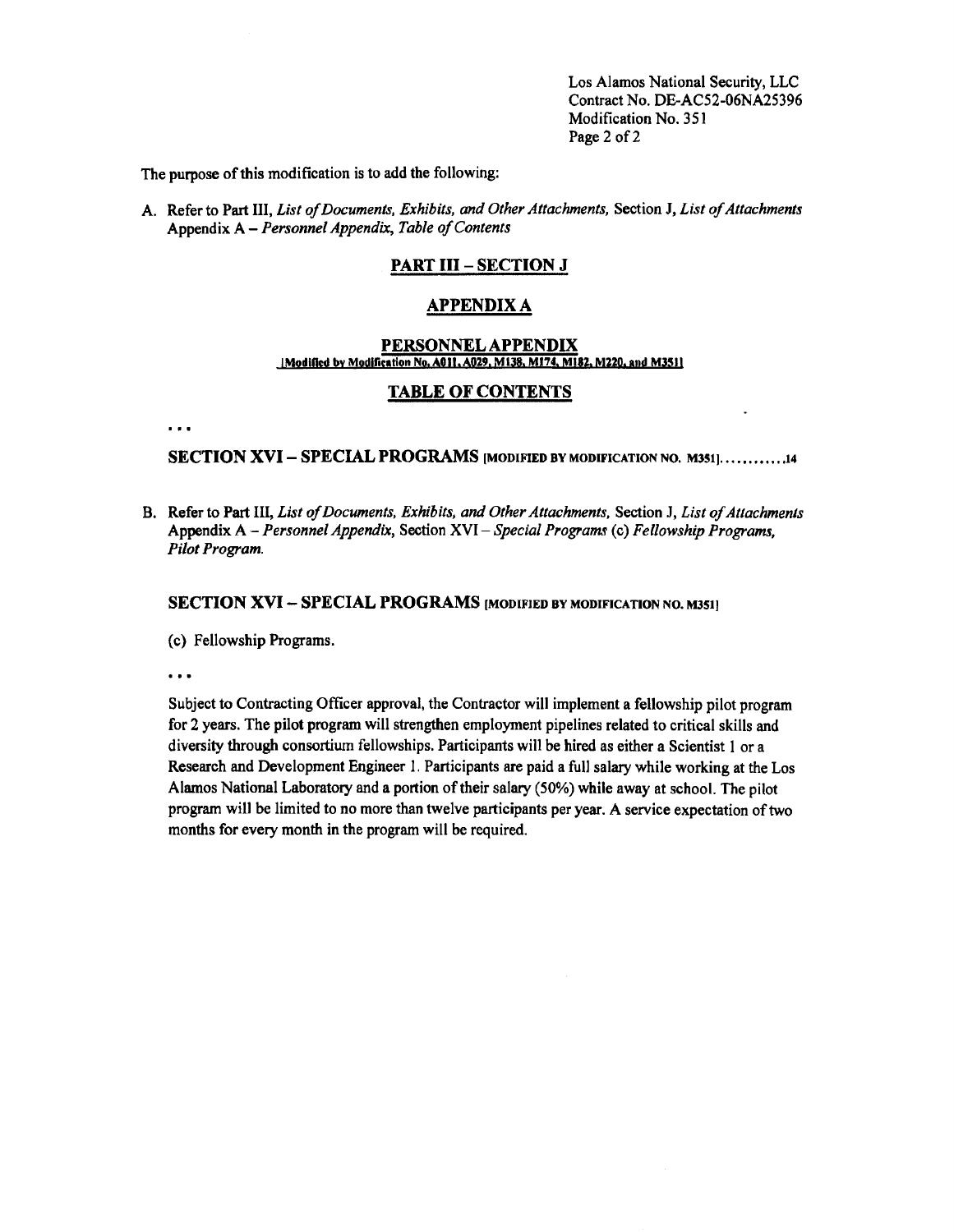The purpose of this modification is to add the following:

A. Refer to Part III, *List of Documents, Exhibits, and Other Attachments,* Section J, *List of Attachments* Appendix A – *Personnel Appendix, Table of Contents*

## PART III – SECTION J

## APPENDIX A

## PERSONNEL APPENDIX

[Modified by Modification No. A011, A029, M138, M174, M182, M220, and M351]

## TABLE OF CONTENTS

. . .

**SECTION XVI – SPECIAL PROGRAMS** [MODIFIED BY MODIFICATION NO. M351]...........14

B. Refer to Part III, *List of Documents, Exhibits, and Other Attachments,* Section J, *List of Attachments* Appendix A – *Personnel Appendix,* Section XVI – *Special Programs* (c) *Fellowship Programs, Pilot Program.*

**SECTION XVI – SPECIAL PROGRAMS** [MODIFIED BY MODIFICATION NO. M351]

(c) Fellowship Programs.

. . .

Subject to Contracting Officer approval, the Contractor will implement a fellowship pilot program for 2 years. The pilot program will strengthen employment pipelines related to critical skills and diversity through consortium fellowships. Participants will be hired as either a Scientist 1 or a Research and Development Engineer 1. Participants are paid a full salary while working at the Los Alamos National Laboratory and a portion of their salary (50%) while away at school. The pilot program will be limited to no more than twelve participants per year. A service expectation of two months for every month in the program will be required.